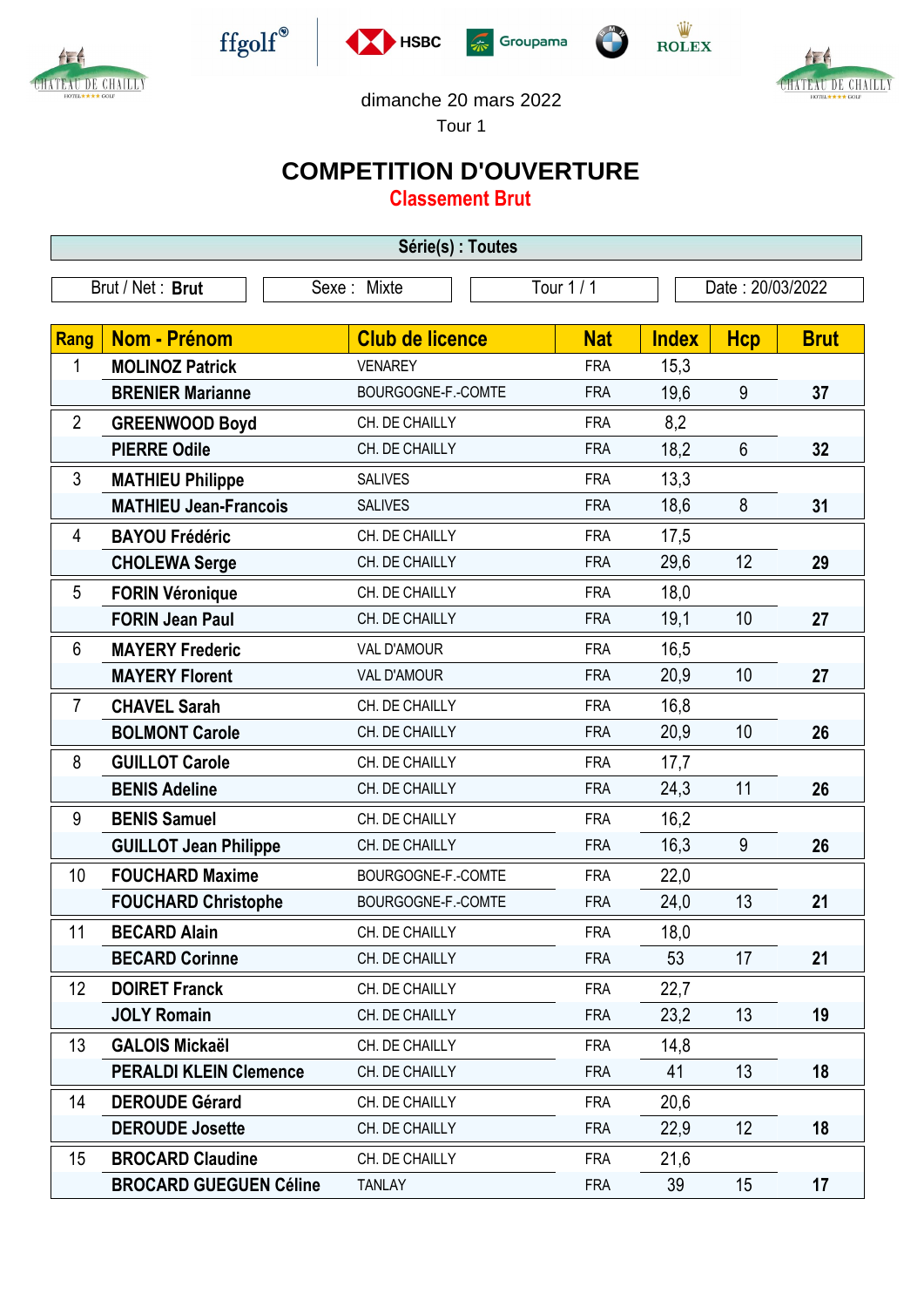dimanche 20 mars 2022

Tour 1

# COMPETITION D'OUVERTURE

## Classement Brut

**Série(s) : Toutes**

| Brut / Net : **Brut** | Sexe : Mixte | Tour 1 / 1 | Date : 20/03/2022 |
|---|---|---|---|

| Rang | Nom - Prénom | Club de licence | Nat | Index | Hcp | Brut |
|---|---|---|---|---|---|---|
| 1 | **MOLINOZ Patrick** | VENAREY | FRA | 15,3 | | |
| | **BRENIER Marianne** | BOURGOGNE-F.-COMTE | FRA | 19,6 | 9 | **37** |
| 2 | **GREENWOOD Boyd** | CH. DE CHAILLY | FRA | 8,2 | | |
| | **PIERRE Odile** | CH. DE CHAILLY | FRA | 18,2 | 6 | **32** |
| 3 | **MATHIEU Philippe** | SALIVES | FRA | 13,3 | | |
| | **MATHIEU Jean-Francois** | SALIVES | FRA | 18,6 | 8 | **31** |
| 4 | **BAYOU Frédéric** | CH. DE CHAILLY | FRA | 17,5 | | |
| | **CHOLEWA Serge** | CH. DE CHAILLY | FRA | 29,6 | 12 | **29** |
| 5 | **FORIN Véronique** | CH. DE CHAILLY | FRA | 18,0 | | |
| | **FORIN Jean Paul** | CH. DE CHAILLY | FRA | 19,1 | 10 | **27** |
| 6 | **MAYERY Frederic** | VAL D'AMOUR | FRA | 16,5 | | |
| | **MAYERY Florent** | VAL D'AMOUR | FRA | 20,9 | 10 | **27** |
| 7 | **CHAVEL Sarah** | CH. DE CHAILLY | FRA | 16,8 | | |
| | **BOLMONT Carole** | CH. DE CHAILLY | FRA | 20,9 | 10 | **26** |
| 8 | **GUILLOT Carole** | CH. DE CHAILLY | FRA | 17,7 | | |
| | **BENIS Adeline** | CH. DE CHAILLY | FRA | 24,3 | 11 | **26** |
| 9 | **BENIS Samuel** | CH. DE CHAILLY | FRA | 16,2 | | |
| | **GUILLOT Jean Philippe** | CH. DE CHAILLY | FRA | 16,3 | 9 | **26** |
| 10 | **FOUCHARD Maxime** | BOURGOGNE-F.-COMTE | FRA | 22,0 | | |
| | **FOUCHARD Christophe** | BOURGOGNE-F.-COMTE | FRA | 24,0 | 13 | **21** |
| 11 | **BECARD Alain** | CH. DE CHAILLY | FRA | 18,0 | | |
| | **BECARD Corinne** | CH. DE CHAILLY | FRA | 53 | 17 | **21** |
| 12 | **DOIRET Franck** | CH. DE CHAILLY | FRA | 22,7 | | |
| | **JOLY Romain** | CH. DE CHAILLY | FRA | 23,2 | 13 | **19** |
| 13 | **GALOIS Mickaël** | CH. DE CHAILLY | FRA | 14,8 | | |
| | **PERALDI KLEIN Clemence** | CH. DE CHAILLY | FRA | 41 | 13 | **18** |
| 14 | **DEROUDE Gérard** | CH. DE CHAILLY | FRA | 20,6 | | |
| | **DEROUDE Josette** | CH. DE CHAILLY | FRA | 22,9 | 12 | **18** |
| 15 | **BROCARD Claudine** | CH. DE CHAILLY | FRA | 21,6 | | |
| | **BROCARD GUEGUEN Céline** | TANLAY | FRA | 39 | 15 | **17** |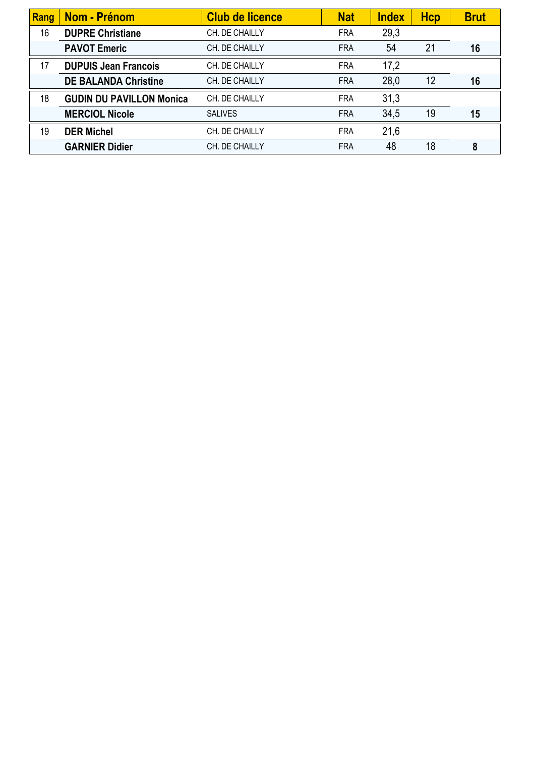| Rang | Nom - Prénom | Club de licence | Nat | Index | Hcp | Brut |
|---|---|---|---|---|---|---|
| 16 | **DUPRE Christiane** | CH. DE CHAILLY | FRA | 29,3 | | |
| | **PAVOT Emeric** | CH. DE CHAILLY | FRA | 54 | 21 | **16** |
| 17 | **DUPUIS Jean Francois** | CH. DE CHAILLY | FRA | 17,2 | | |
| | **DE BALANDA Christine** | CH. DE CHAILLY | FRA | 28,0 | 12 | **16** |
| 18 | **GUDIN DU PAVILLON Monica** | CH. DE CHAILLY | FRA | 31,3 | | |
| | **MERCIOL Nicole** | SALIVES | FRA | 34,5 | 19 | **15** |
| 19 | **DER Michel** | CH. DE CHAILLY | FRA | 21,6 | | |
| | **GARNIER Didier** | CH. DE CHAILLY | FRA | 48 | 18 | **8** |